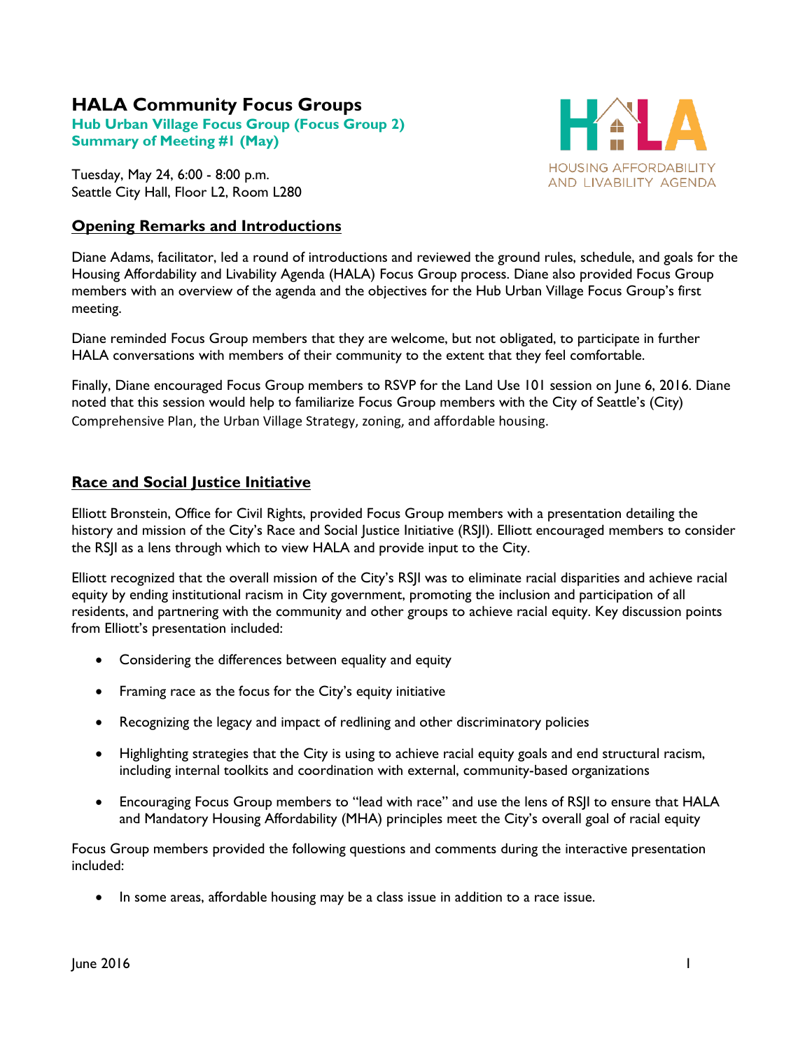# HALA Community Focus Groups

**Hub Urban Village Focus Group (Focus Group 2)**
**Summary of Meeting #1 (May)**

HOUSING AFFORDABILITY AND LIVABILITY AGENDA

Tuesday, May 24, 6:00 - 8:00 p.m.
Seattle City Hall, Floor L2, Room L280

## Opening Remarks and Introductions

Diane Adams, facilitator, led a round of introductions and reviewed the ground rules, schedule, and goals for the Housing Affordability and Livability Agenda (HALA) Focus Group process. Diane also provided Focus Group members with an overview of the agenda and the objectives for the Hub Urban Village Focus Group's first meeting.

Diane reminded Focus Group members that they are welcome, but not obligated, to participate in further HALA conversations with members of their community to the extent that they feel comfortable.

Finally, Diane encouraged Focus Group members to RSVP for the Land Use 101 session on June 6, 2016. Diane noted that this session would help to familiarize Focus Group members with the City of Seattle's (City) Comprehensive Plan, the Urban Village Strategy, zoning, and affordable housing.

## Race and Social Justice Initiative

Elliott Bronstein, Office for Civil Rights, provided Focus Group members with a presentation detailing the history and mission of the City's Race and Social Justice Initiative (RSJI). Elliott encouraged members to consider the RSJI as a lens through which to view HALA and provide input to the City.

Elliott recognized that the overall mission of the City's RSJI was to eliminate racial disparities and achieve racial equity by ending institutional racism in City government, promoting the inclusion and participation of all residents, and partnering with the community and other groups to achieve racial equity. Key discussion points from Elliott's presentation included:

- Considering the differences between equality and equity
- Framing race as the focus for the City's equity initiative
- Recognizing the legacy and impact of redlining and other discriminatory policies
- Highlighting strategies that the City is using to achieve racial equity goals and end structural racism, including internal toolkits and coordination with external, community-based organizations
- Encouraging Focus Group members to "lead with race" and use the lens of RSJI to ensure that HALA and Mandatory Housing Affordability (MHA) principles meet the City's overall goal of racial equity

Focus Group members provided the following questions and comments during the interactive presentation included:

- In some areas, affordable housing may be a class issue in addition to a race issue.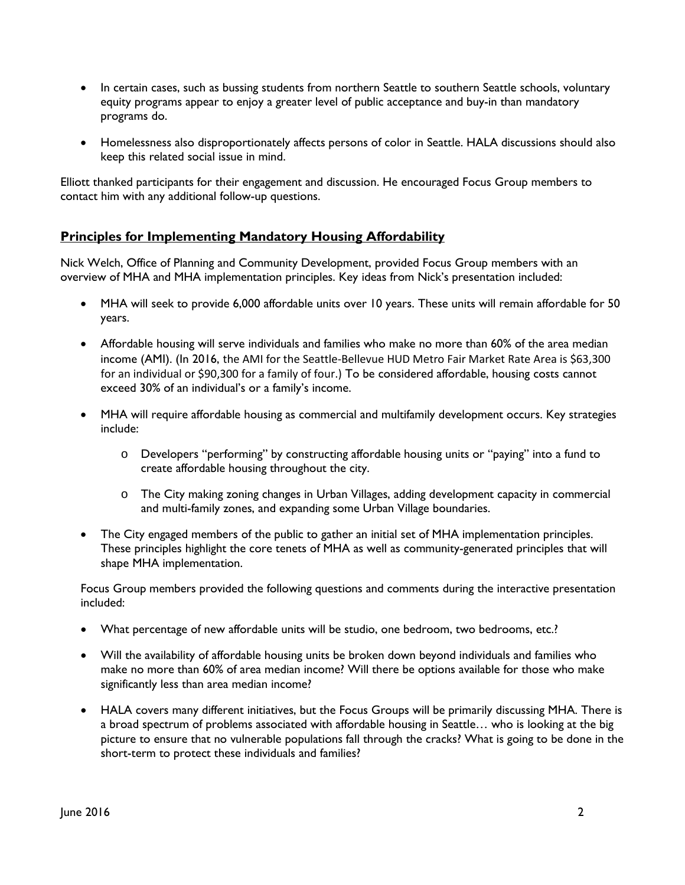- In certain cases, such as bussing students from northern Seattle to southern Seattle schools, voluntary equity programs appear to enjoy a greater level of public acceptance and buy-in than mandatory programs do.
- Homelessness also disproportionately affects persons of color in Seattle. HALA discussions should also keep this related social issue in mind.

Elliott thanked participants for their engagement and discussion. He encouraged Focus Group members to contact him with any additional follow-up questions.

## Principles for Implementing Mandatory Housing Affordability

Nick Welch, Office of Planning and Community Development, provided Focus Group members with an overview of MHA and MHA implementation principles. Key ideas from Nick's presentation included:

- MHA will seek to provide 6,000 affordable units over 10 years. These units will remain affordable for 50 years.
- Affordable housing will serve individuals and families who make no more than 60% of the area median income (AMI). (In 2016, the AMI for the Seattle-Bellevue HUD Metro Fair Market Rate Area is $63,300 for an individual or $90,300 for a family of four.) To be considered affordable, housing costs cannot exceed 30% of an individual's or a family's income.
- MHA will require affordable housing as commercial and multifamily development occurs. Key strategies include:
  - Developers "performing" by constructing affordable housing units or "paying" into a fund to create affordable housing throughout the city.
  - The City making zoning changes in Urban Villages, adding development capacity in commercial and multi-family zones, and expanding some Urban Village boundaries.
- The City engaged members of the public to gather an initial set of MHA implementation principles. These principles highlight the core tenets of MHA as well as community-generated principles that will shape MHA implementation.

Focus Group members provided the following questions and comments during the interactive presentation included:

- What percentage of new affordable units will be studio, one bedroom, two bedrooms, etc.?
- Will the availability of affordable housing units be broken down beyond individuals and families who make no more than 60% of area median income? Will there be options available for those who make significantly less than area median income?
- HALA covers many different initiatives, but the Focus Groups will be primarily discussing MHA. There is a broad spectrum of problems associated with affordable housing in Seattle… who is looking at the big picture to ensure that no vulnerable populations fall through the cracks? What is going to be done in the short-term to protect these individuals and families?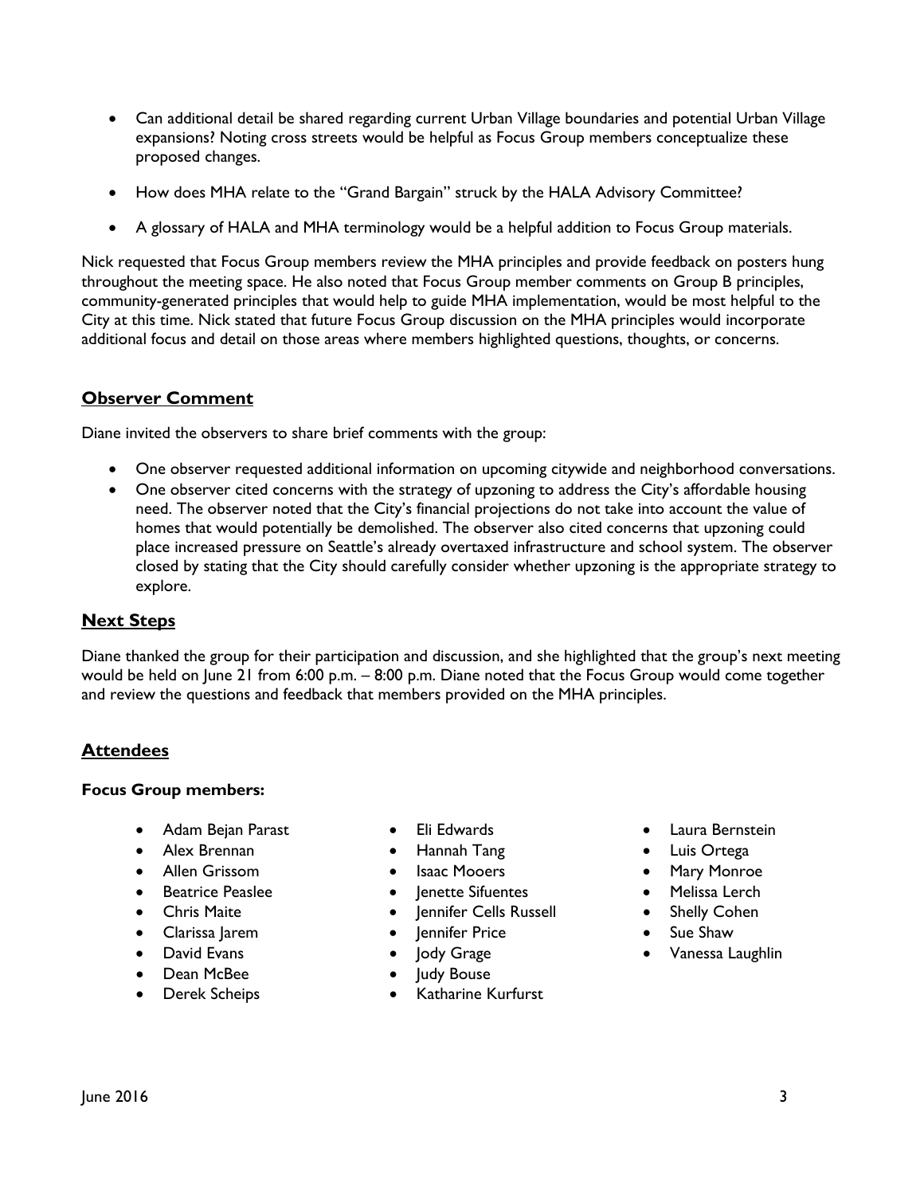- Can additional detail be shared regarding current Urban Village boundaries and potential Urban Village expansions? Noting cross streets would be helpful as Focus Group members conceptualize these proposed changes.
- How does MHA relate to the "Grand Bargain" struck by the HALA Advisory Committee?
- A glossary of HALA and MHA terminology would be a helpful addition to Focus Group materials.

Nick requested that Focus Group members review the MHA principles and provide feedback on posters hung throughout the meeting space. He also noted that Focus Group member comments on Group B principles, community-generated principles that would help to guide MHA implementation, would be most helpful to the City at this time. Nick stated that future Focus Group discussion on the MHA principles would incorporate additional focus and detail on those areas where members highlighted questions, thoughts, or concerns.

## Observer Comment

Diane invited the observers to share brief comments with the group:

- One observer requested additional information on upcoming citywide and neighborhood conversations.
- One observer cited concerns with the strategy of upzoning to address the City's affordable housing need. The observer noted that the City's financial projections do not take into account the value of homes that would potentially be demolished. The observer also cited concerns that upzoning could place increased pressure on Seattle's already overtaxed infrastructure and school system. The observer closed by stating that the City should carefully consider whether upzoning is the appropriate strategy to explore.

## Next Steps

Diane thanked the group for their participation and discussion, and she highlighted that the group's next meeting would be held on June 21 from 6:00 p.m. – 8:00 p.m. Diane noted that the Focus Group would come together and review the questions and feedback that members provided on the MHA principles.

## Attendees

**Focus Group members:**

- Adam Bejan Parast
- Alex Brennan
- Allen Grissom
- Beatrice Peaslee
- Chris Maite
- Clarissa Jarem
- David Evans
- Dean McBee
- Derek Scheips
- Eli Edwards
- Hannah Tang
- Isaac Mooers
- Jenette Sifuentes
- Jennifer Cells Russell
- Jennifer Price
- Jody Grage
- Judy Bouse
- Katharine Kurfurst
- Laura Bernstein
- Luis Ortega
- Mary Monroe
- Melissa Lerch
- Shelly Cohen
- Sue Shaw
- Vanessa Laughlin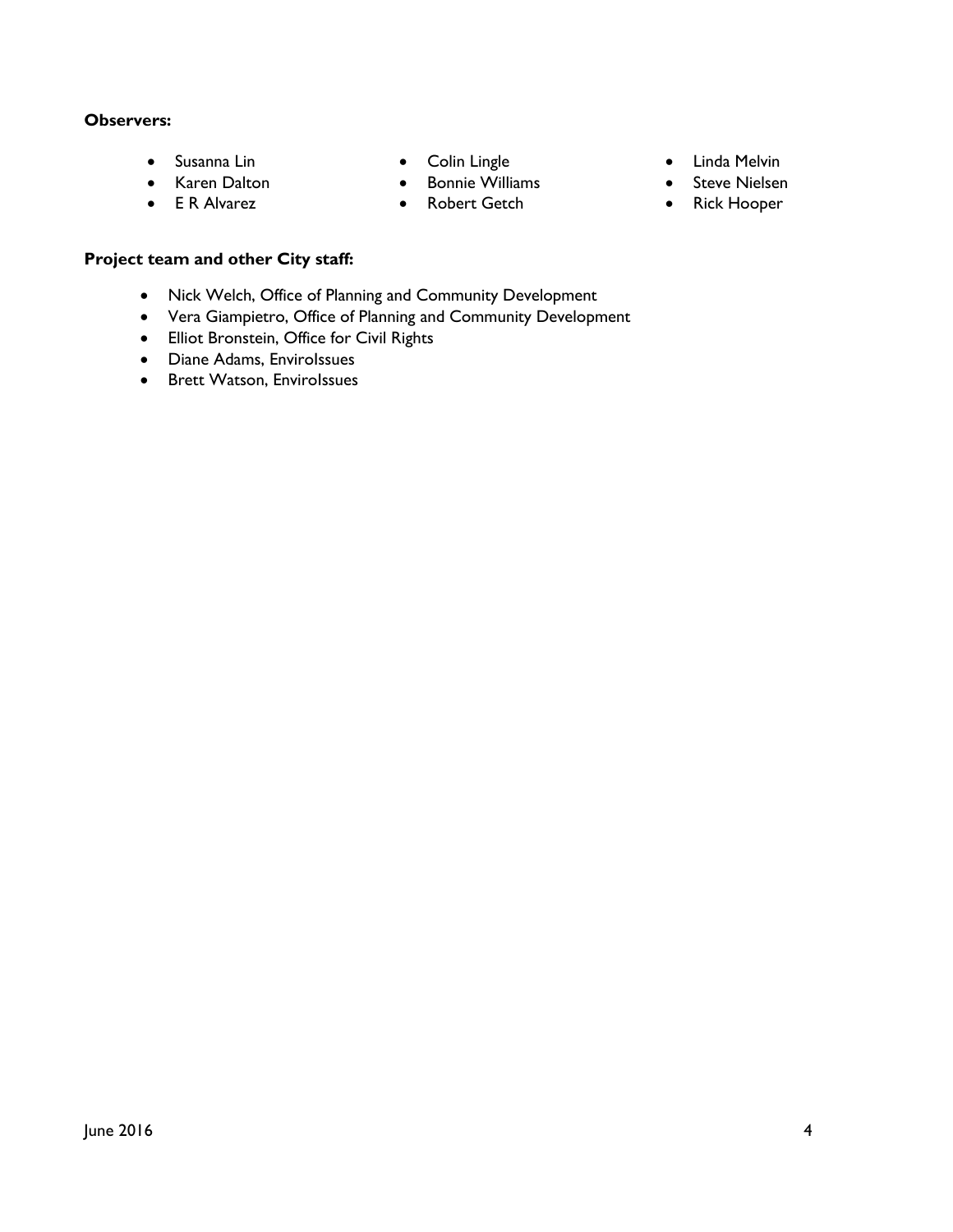**Observers:**

- Susanna Lin
- Karen Dalton
- E R Alvarez
- Colin Lingle
- Bonnie Williams
- Robert Getch
- Linda Melvin
- Steve Nielsen
- Rick Hooper

**Project team and other City staff:**

- Nick Welch, Office of Planning and Community Development
- Vera Giampietro, Office of Planning and Community Development
- Elliot Bronstein, Office for Civil Rights
- Diane Adams, EnviroIssues
- Brett Watson, EnviroIssues